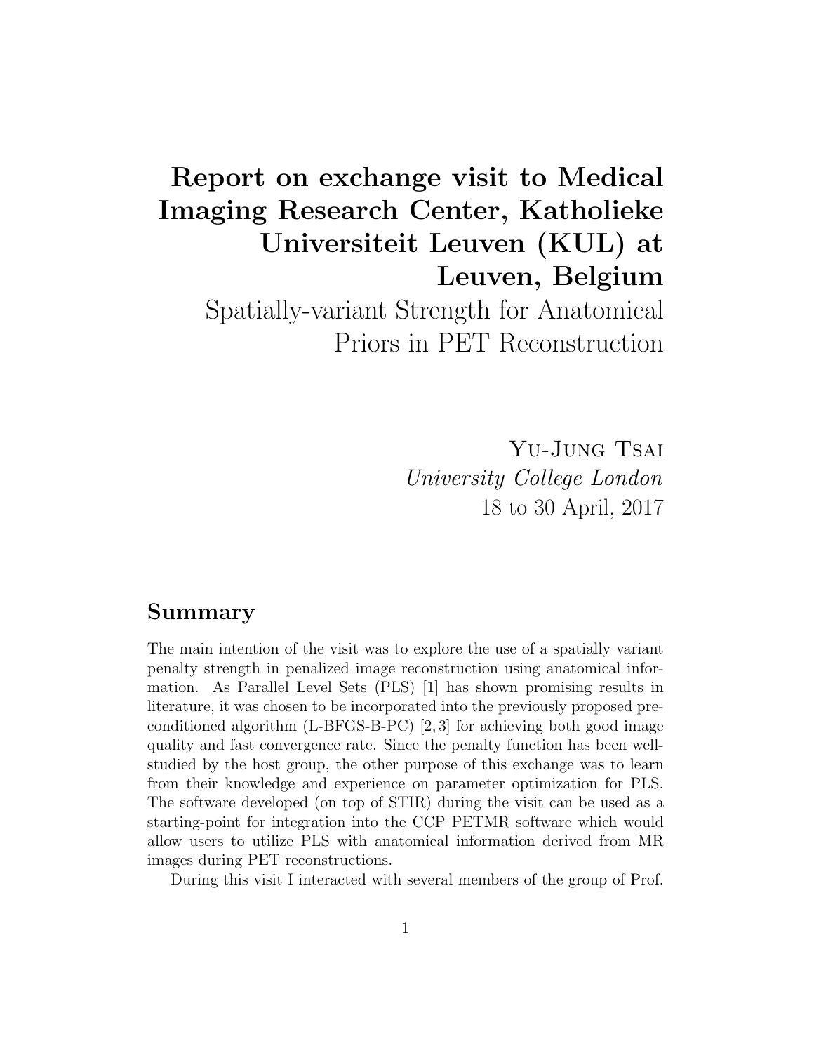# Report on exchange visit to Medical Imaging Research Center, Katholieke Universiteit Leuven (KUL) at Leuven, Belgium

## Spatially-variant Strength for Anatomical Priors in PET Reconstruction

Yu-Jung Tsai

*University College London*

18 to 30 April, 2017

## Summary

The main intention of the visit was to explore the use of a spatially variant penalty strength in penalized image reconstruction using anatomical information. As Parallel Level Sets (PLS) [1] has shown promising results in literature, it was chosen to be incorporated into the previously proposed preconditioned algorithm (L-BFGS-B-PC) [2, 3] for achieving both good image quality and fast convergence rate. Since the penalty function has been well-studied by the host group, the other purpose of this exchange was to learn from their knowledge and experience on parameter optimization for PLS. The software developed (on top of STIR) during the visit can be used as a starting-point for integration into the CCP PETMR software which would allow users to utilize PLS with anatomical information derived from MR images during PET reconstructions.

During this visit I interacted with several members of the group of Prof.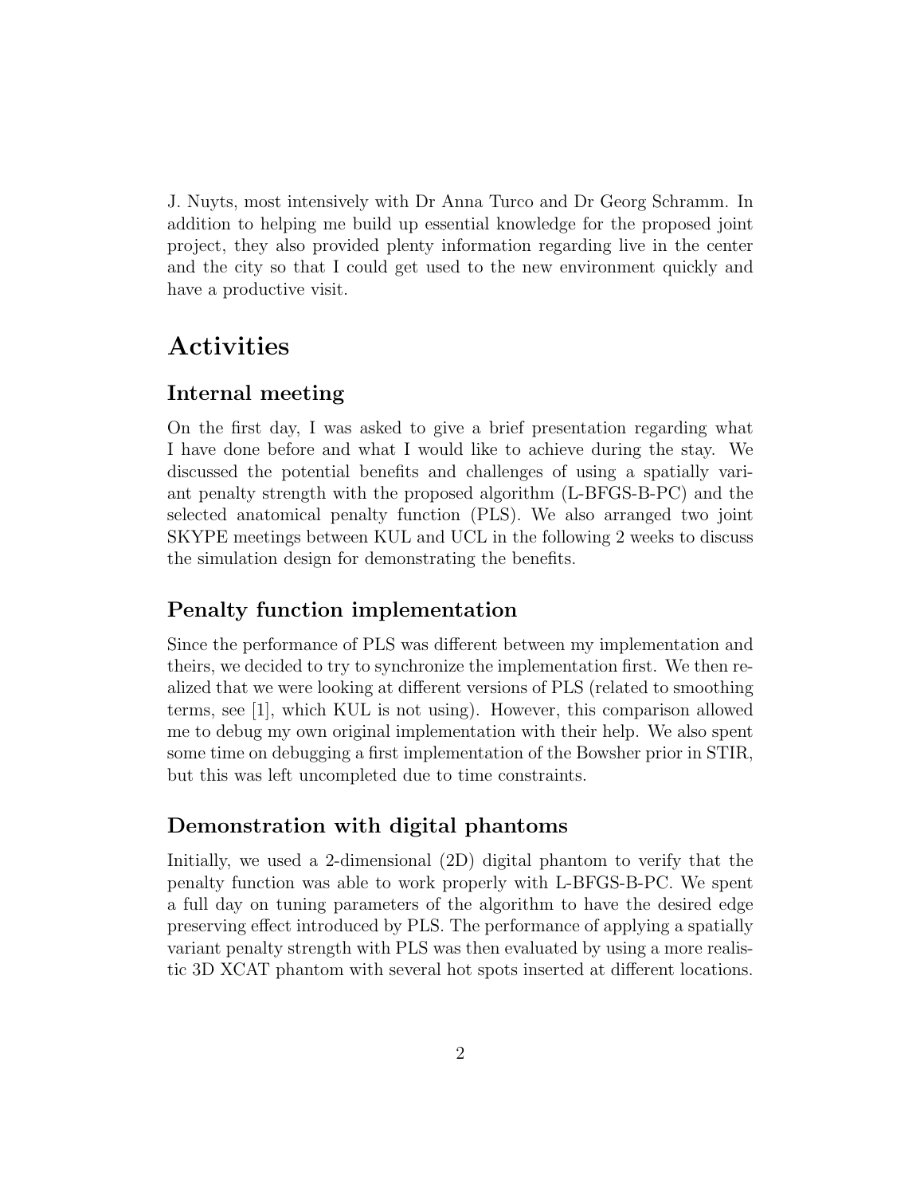J. Nuyts, most intensively with Dr Anna Turco and Dr Georg Schramm. In addition to helping me build up essential knowledge for the proposed joint project, they also provided plenty information regarding live in the center and the city so that I could get used to the new environment quickly and have a productive visit.

# Activities

## Internal meeting

On the first day, I was asked to give a brief presentation regarding what I have done before and what I would like to achieve during the stay. We discussed the potential benefits and challenges of using a spatially variant penalty strength with the proposed algorithm (L-BFGS-B-PC) and the selected anatomical penalty function (PLS). We also arranged two joint SKYPE meetings between KUL and UCL in the following 2 weeks to discuss the simulation design for demonstrating the benefits.

## Penalty function implementation

Since the performance of PLS was different between my implementation and theirs, we decided to try to synchronize the implementation first. We then realized that we were looking at different versions of PLS (related to smoothing terms, see [1], which KUL is not using). However, this comparison allowed me to debug my own original implementation with their help. We also spent some time on debugging a first implementation of the Bowsher prior in STIR, but this was left uncompleted due to time constraints.

## Demonstration with digital phantoms

Initially, we used a 2-dimensional (2D) digital phantom to verify that the penalty function was able to work properly with L-BFGS-B-PC. We spent a full day on tuning parameters of the algorithm to have the desired edge preserving effect introduced by PLS. The performance of applying a spatially variant penalty strength with PLS was then evaluated by using a more realistic 3D XCAT phantom with several hot spots inserted at different locations.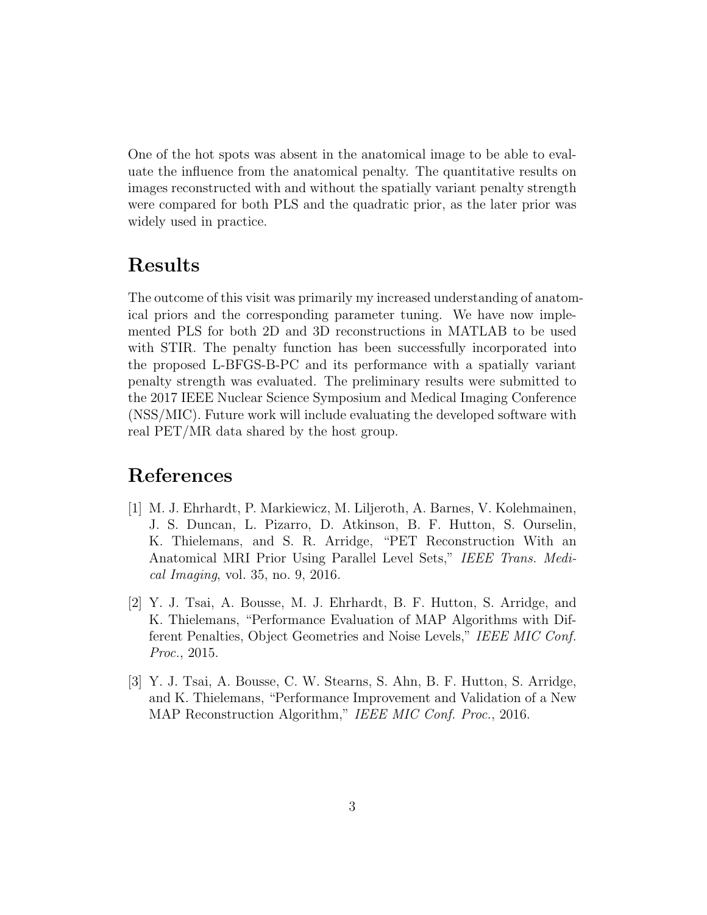One of the hot spots was absent in the anatomical image to be able to evaluate the influence from the anatomical penalty. The quantitative results on images reconstructed with and without the spatially variant penalty strength were compared for both PLS and the quadratic prior, as the later prior was widely used in practice.

## Results

The outcome of this visit was primarily my increased understanding of anatomical priors and the corresponding parameter tuning. We have now implemented PLS for both 2D and 3D reconstructions in MATLAB to be used with STIR. The penalty function has been successfully incorporated into the proposed L-BFGS-B-PC and its performance with a spatially variant penalty strength was evaluated. The preliminary results were submitted to the 2017 IEEE Nuclear Science Symposium and Medical Imaging Conference (NSS/MIC). Future work will include evaluating the developed software with real PET/MR data shared by the host group.

## References

[1] M. J. Ehrhardt, P. Markiewicz, M. Liljeroth, A. Barnes, V. Kolehmainen, J. S. Duncan, L. Pizarro, D. Atkinson, B. F. Hutton, S. Ourselin, K. Thielemans, and S. R. Arridge, "PET Reconstruction With an Anatomical MRI Prior Using Parallel Level Sets," *IEEE Trans. Medical Imaging*, vol. 35, no. 9, 2016.

[2] Y. J. Tsai, A. Bousse, M. J. Ehrhardt, B. F. Hutton, S. Arridge, and K. Thielemans, "Performance Evaluation of MAP Algorithms with Different Penalties, Object Geometries and Noise Levels," *IEEE MIC Conf. Proc.*, 2015.

[3] Y. J. Tsai, A. Bousse, C. W. Stearns, S. Ahn, B. F. Hutton, S. Arridge, and K. Thielemans, "Performance Improvement and Validation of a New MAP Reconstruction Algorithm," *IEEE MIC Conf. Proc.*, 2016.